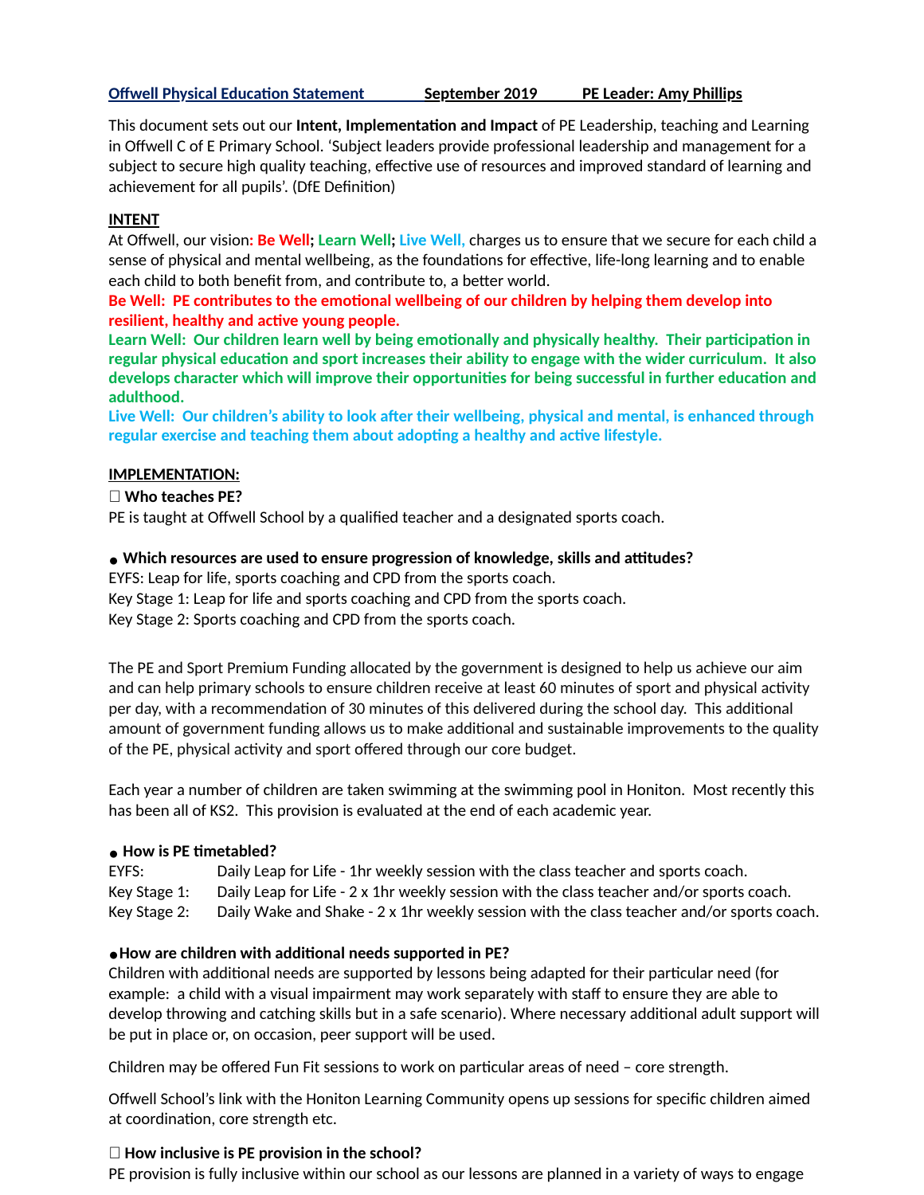**Offwell Physical Education Statement** **September 2019** **PE Leader: Amy Phillips**

This document sets out our **Intent, Implementation and Impact** of PE Leadership, teaching and Learning in Offwell C of E Primary School. 'Subject leaders provide professional leadership and management for a subject to secure high quality teaching, effective use of resources and improved standard of learning and achievement for all pupils'. (DfE Definition)

## INTENT

At Offwell, our vision**: Be Well; Learn Well; Live Well,** charges us to ensure that we secure for each child a sense of physical and mental wellbeing, as the foundations for effective, life-long learning and to enable each child to both benefit from, and contribute to, a better world.

**Be Well: PE contributes to the emotional wellbeing of our children by helping them develop into resilient, healthy and active young people.**

**Learn Well: Our children learn well by being emotionally and physically healthy. Their participation in regular physical education and sport increases their ability to engage with the wider curriculum. It also develops character which will improve their opportunities for being successful in further education and adulthood.**

**Live Well: Our children's ability to look after their wellbeing, physical and mental, is enhanced through regular exercise and teaching them about adopting a healthy and active lifestyle.**

## IMPLEMENTATION:

- **Who teaches PE?**

PE is taught at Offwell School by a qualified teacher and a designated sports coach.

- **Which resources are used to ensure progression of knowledge, skills and attitudes?**

EYFS: Leap for life, sports coaching and CPD from the sports coach.
Key Stage 1: Leap for life and sports coaching and CPD from the sports coach.
Key Stage 2: Sports coaching and CPD from the sports coach.

The PE and Sport Premium Funding allocated by the government is designed to help us achieve our aim and can help primary schools to ensure children receive at least 60 minutes of sport and physical activity per day, with a recommendation of 30 minutes of this delivered during the school day. This additional amount of government funding allows us to make additional and sustainable improvements to the quality of the PE, physical activity and sport offered through our core budget.

Each year a number of children are taken swimming at the swimming pool in Honiton. Most recently this has been all of KS2. This provision is evaluated at the end of each academic year.

- **How is PE timetabled?**

EYFS: Daily Leap for Life - 1hr weekly session with the class teacher and sports coach.
Key Stage 1: Daily Leap for Life - 2 x 1hr weekly session with the class teacher and/or sports coach.
Key Stage 2: Daily Wake and Shake - 2 x 1hr weekly session with the class teacher and/or sports coach.

- **How are children with additional needs supported in PE?**

Children with additional needs are supported by lessons being adapted for their particular need (for example: a child with a visual impairment may work separately with staff to ensure they are able to develop throwing and catching skills but in a safe scenario). Where necessary additional adult support will be put in place or, on occasion, peer support will be used.

Children may be offered Fun Fit sessions to work on particular areas of need – core strength.

Offwell School's link with the Honiton Learning Community opens up sessions for specific children aimed at coordination, core strength etc.

- **How inclusive is PE provision in the school?**

PE provision is fully inclusive within our school as our lessons are planned in a variety of ways to engage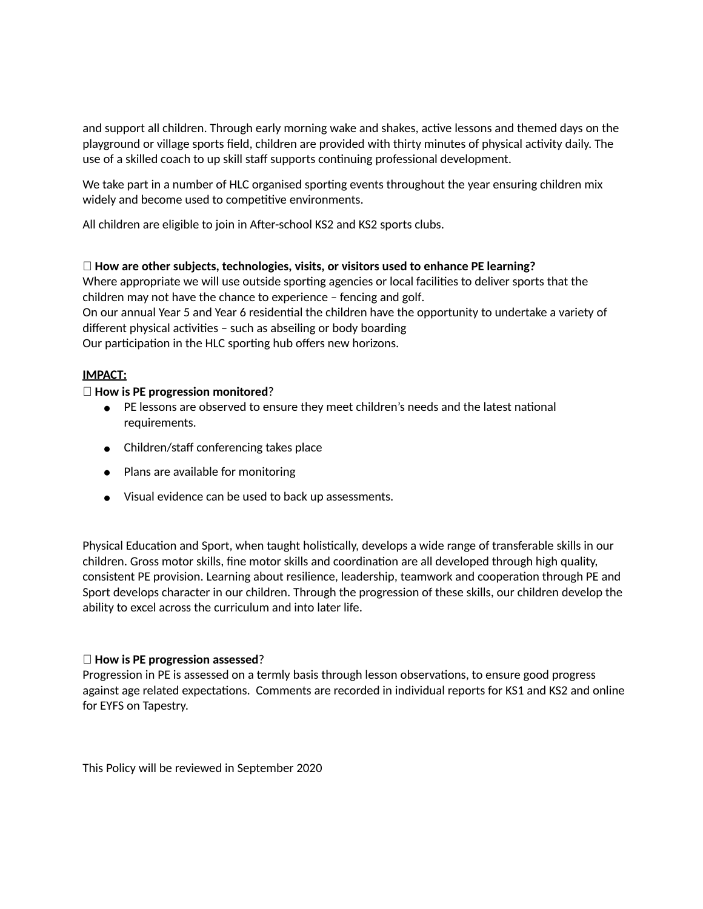and support all children. Through early morning wake and shakes, active lessons and themed days on the playground or village sports field, children are provided with thirty minutes of physical activity daily. The use of a skilled coach to up skill staff supports continuing professional development.

We take part in a number of HLC organised sporting events throughout the year ensuring children mix widely and become used to competitive environments.

All children are eligible to join in After-school KS2 and KS2 sports clubs.

 **How are other subjects, technologies, visits, or visitors used to enhance PE learning?**
Where appropriate we will use outside sporting agencies or local facilities to deliver sports that the children may not have the chance to experience – fencing and golf.
On our annual Year 5 and Year 6 residential the children have the opportunity to undertake a variety of different physical activities – such as abseiling or body boarding
Our participation in the HLC sporting hub offers new horizons.

**IMPACT:**
 **How is PE progression monitored**?

- PE lessons are observed to ensure they meet children's needs and the latest national requirements.
- Children/staff conferencing takes place
- Plans are available for monitoring
- Visual evidence can be used to back up assessments.

Physical Education and Sport, when taught holistically, develops a wide range of transferable skills in our children. Gross motor skills, fine motor skills and coordination are all developed through high quality, consistent PE provision. Learning about resilience, leadership, teamwork and cooperation through PE and Sport develops character in our children. Through the progression of these skills, our children develop the ability to excel across the curriculum and into later life.

 **How is PE progression assessed**?
Progression in PE is assessed on a termly basis through lesson observations, to ensure good progress against age related expectations. Comments are recorded in individual reports for KS1 and KS2 and online for EYFS on Tapestry.

This Policy will be reviewed in September 2020